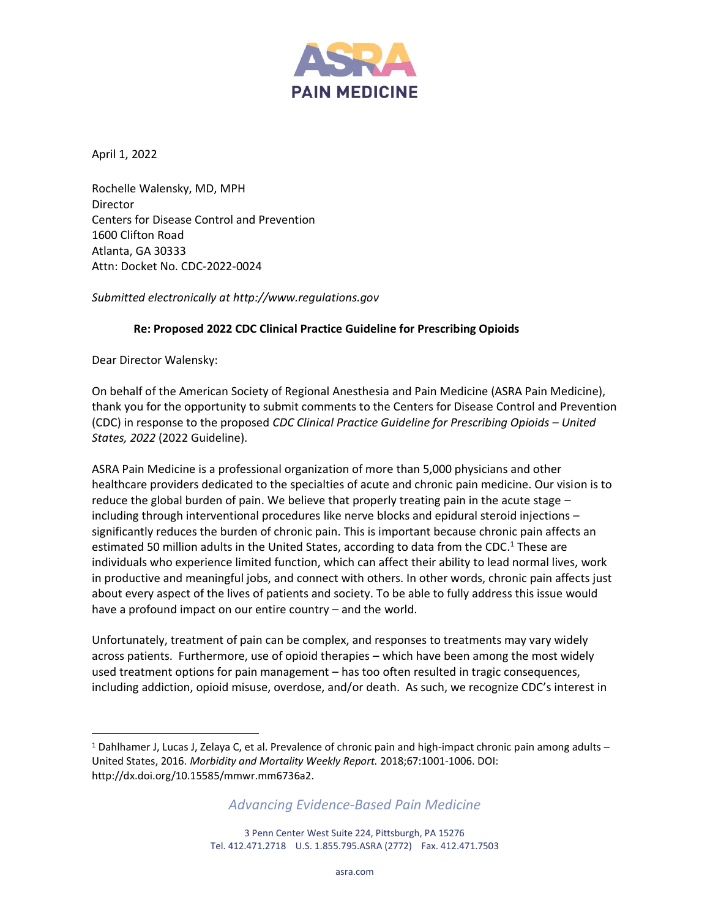# ASRA PAIN MEDICINE

April 1, 2022

Rochelle Walensky, MD, MPH
Director
Centers for Disease Control and Prevention
1600 Clifton Road
Atlanta, GA 30333
Attn: Docket No. CDC-2022-0024

*Submitted electronically at http://www.regulations.gov*

**Re: Proposed 2022 CDC Clinical Practice Guideline for Prescribing Opioids**

Dear Director Walensky:

On behalf of the American Society of Regional Anesthesia and Pain Medicine (ASRA Pain Medicine), thank you for the opportunity to submit comments to the Centers for Disease Control and Prevention (CDC) in response to the proposed *CDC Clinical Practice Guideline for Prescribing Opioids – United States, 2022* (2022 Guideline).

ASRA Pain Medicine is a professional organization of more than 5,000 physicians and other healthcare providers dedicated to the specialties of acute and chronic pain medicine. Our vision is to reduce the global burden of pain. We believe that properly treating pain in the acute stage – including through interventional procedures like nerve blocks and epidural steroid injections – significantly reduces the burden of chronic pain. This is important because chronic pain affects an estimated 50 million adults in the United States, according to data from the CDC.[1] These are individuals who experience limited function, which can affect their ability to lead normal lives, work in productive and meaningful jobs, and connect with others. In other words, chronic pain affects just about every aspect of the lives of patients and society. To be able to fully address this issue would have a profound impact on our entire country – and the world.

Unfortunately, treatment of pain can be complex, and responses to treatments may vary widely across patients. Furthermore, use of opioid therapies – which have been among the most widely used treatment options for pain management – has too often resulted in tragic consequences, including addiction, opioid misuse, overdose, and/or death. As such, we recognize CDC's interest in

[1] Dahlhamer J, Lucas J, Zelaya C, et al. Prevalence of chronic pain and high-impact chronic pain among adults – United States, 2016. *Morbidity and Mortality Weekly Report.* 2018;67:1001-1006. DOI: http://dx.doi.org/10.15585/mmwr.mm6736a2.

*Advancing Evidence-Based Pain Medicine*

3 Penn Center West Suite 224, Pittsburgh, PA 15276
Tel. 412.471.2718 U.S. 1.855.795.ASRA (2772) Fax. 412.471.7503

asra.com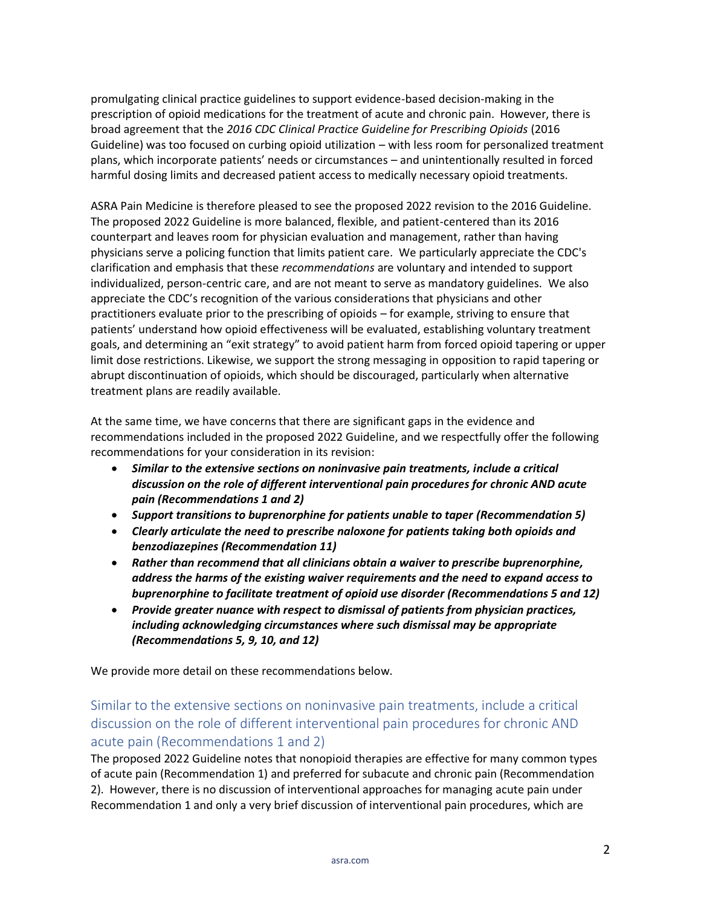promulgating clinical practice guidelines to support evidence-based decision-making in the prescription of opioid medications for the treatment of acute and chronic pain. However, there is broad agreement that the *2016 CDC Clinical Practice Guideline for Prescribing Opioids* (2016 Guideline) was too focused on curbing opioid utilization – with less room for personalized treatment plans, which incorporate patients' needs or circumstances – and unintentionally resulted in forced harmful dosing limits and decreased patient access to medically necessary opioid treatments.

ASRA Pain Medicine is therefore pleased to see the proposed 2022 revision to the 2016 Guideline. The proposed 2022 Guideline is more balanced, flexible, and patient-centered than its 2016 counterpart and leaves room for physician evaluation and management, rather than having physicians serve a policing function that limits patient care. We particularly appreciate the CDC's clarification and emphasis that these *recommendations* are voluntary and intended to support individualized, person-centric care, and are not meant to serve as mandatory guidelines. We also appreciate the CDC's recognition of the various considerations that physicians and other practitioners evaluate prior to the prescribing of opioids – for example, striving to ensure that patients' understand how opioid effectiveness will be evaluated, establishing voluntary treatment goals, and determining an "exit strategy" to avoid patient harm from forced opioid tapering or upper limit dose restrictions. Likewise, we support the strong messaging in opposition to rapid tapering or abrupt discontinuation of opioids, which should be discouraged, particularly when alternative treatment plans are readily available.

At the same time, we have concerns that there are significant gaps in the evidence and recommendations included in the proposed 2022 Guideline, and we respectfully offer the following recommendations for your consideration in its revision:

- ***Similar to the extensive sections on noninvasive pain treatments, include a critical discussion on the role of different interventional pain procedures for chronic AND acute pain (Recommendations 1 and 2)***
- ***Support transitions to buprenorphine for patients unable to taper (Recommendation 5)***
- ***Clearly articulate the need to prescribe naloxone for patients taking both opioids and benzodiazepines (Recommendation 11)***
- ***Rather than recommend that all clinicians obtain a waiver to prescribe buprenorphine, address the harms of the existing waiver requirements and the need to expand access to buprenorphine to facilitate treatment of opioid use disorder (Recommendations 5 and 12)***
- ***Provide greater nuance with respect to dismissal of patients from physician practices, including acknowledging circumstances where such dismissal may be appropriate (Recommendations 5, 9, 10, and 12)***

We provide more detail on these recommendations below.

## Similar to the extensive sections on noninvasive pain treatments, include a critical discussion on the role of different interventional pain procedures for chronic AND acute pain (Recommendations 1 and 2)

The proposed 2022 Guideline notes that nonopioid therapies are effective for many common types of acute pain (Recommendation 1) and preferred for subacute and chronic pain (Recommendation 2). However, there is no discussion of interventional approaches for managing acute pain under Recommendation 1 and only a very brief discussion of interventional pain procedures, which are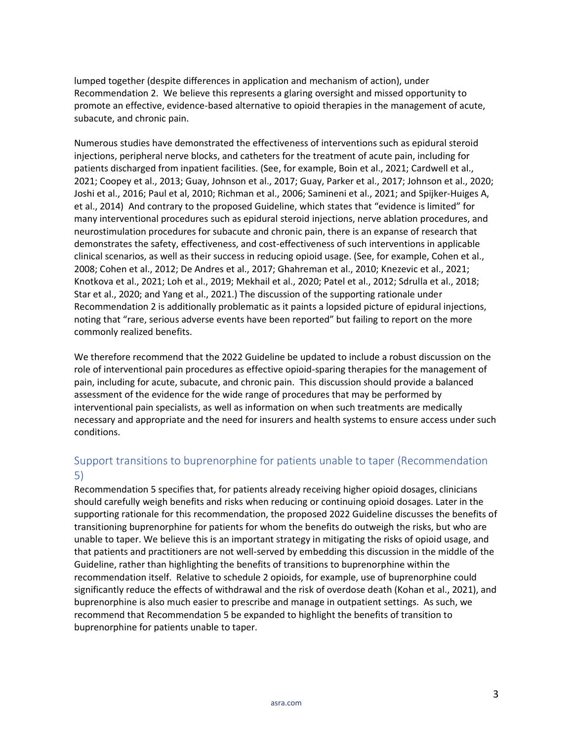lumped together (despite differences in application and mechanism of action), under Recommendation 2. We believe this represents a glaring oversight and missed opportunity to promote an effective, evidence-based alternative to opioid therapies in the management of acute, subacute, and chronic pain.

Numerous studies have demonstrated the effectiveness of interventions such as epidural steroid injections, peripheral nerve blocks, and catheters for the treatment of acute pain, including for patients discharged from inpatient facilities. (See, for example, Boin et al., 2021; Cardwell et al., 2021; Coopey et al., 2013; Guay, Johnson et al., 2017; Guay, Parker et al., 2017; Johnson et al., 2020; Joshi et al., 2016; Paul et al, 2010; Richman et al., 2006; Samineni et al., 2021; and Spijker-Huiges A, et al., 2014) And contrary to the proposed Guideline, which states that "evidence is limited" for many interventional procedures such as epidural steroid injections, nerve ablation procedures, and neurostimulation procedures for subacute and chronic pain, there is an expanse of research that demonstrates the safety, effectiveness, and cost-effectiveness of such interventions in applicable clinical scenarios, as well as their success in reducing opioid usage. (See, for example, Cohen et al., 2008; Cohen et al., 2012; De Andres et al., 2017; Ghahreman et al., 2010; Knezevic et al., 2021; Knotkova et al., 2021; Loh et al., 2019; Mekhail et al., 2020; Patel et al., 2012; Sdrulla et al., 2018; Star et al., 2020; and Yang et al., 2021.) The discussion of the supporting rationale under Recommendation 2 is additionally problematic as it paints a lopsided picture of epidural injections, noting that "rare, serious adverse events have been reported" but failing to report on the more commonly realized benefits.

We therefore recommend that the 2022 Guideline be updated to include a robust discussion on the role of interventional pain procedures as effective opioid-sparing therapies for the management of pain, including for acute, subacute, and chronic pain. This discussion should provide a balanced assessment of the evidence for the wide range of procedures that may be performed by interventional pain specialists, as well as information on when such treatments are medically necessary and appropriate and the need for insurers and health systems to ensure access under such conditions.

## Support transitions to buprenorphine for patients unable to taper (Recommendation 5)

Recommendation 5 specifies that, for patients already receiving higher opioid dosages, clinicians should carefully weigh benefits and risks when reducing or continuing opioid dosages. Later in the supporting rationale for this recommendation, the proposed 2022 Guideline discusses the benefits of transitioning buprenorphine for patients for whom the benefits do outweigh the risks, but who are unable to taper. We believe this is an important strategy in mitigating the risks of opioid usage, and that patients and practitioners are not well-served by embedding this discussion in the middle of the Guideline, rather than highlighting the benefits of transitions to buprenorphine within the recommendation itself. Relative to schedule 2 opioids, for example, use of buprenorphine could significantly reduce the effects of withdrawal and the risk of overdose death (Kohan et al., 2021), and buprenorphine is also much easier to prescribe and manage in outpatient settings. As such, we recommend that Recommendation 5 be expanded to highlight the benefits of transition to buprenorphine for patients unable to taper.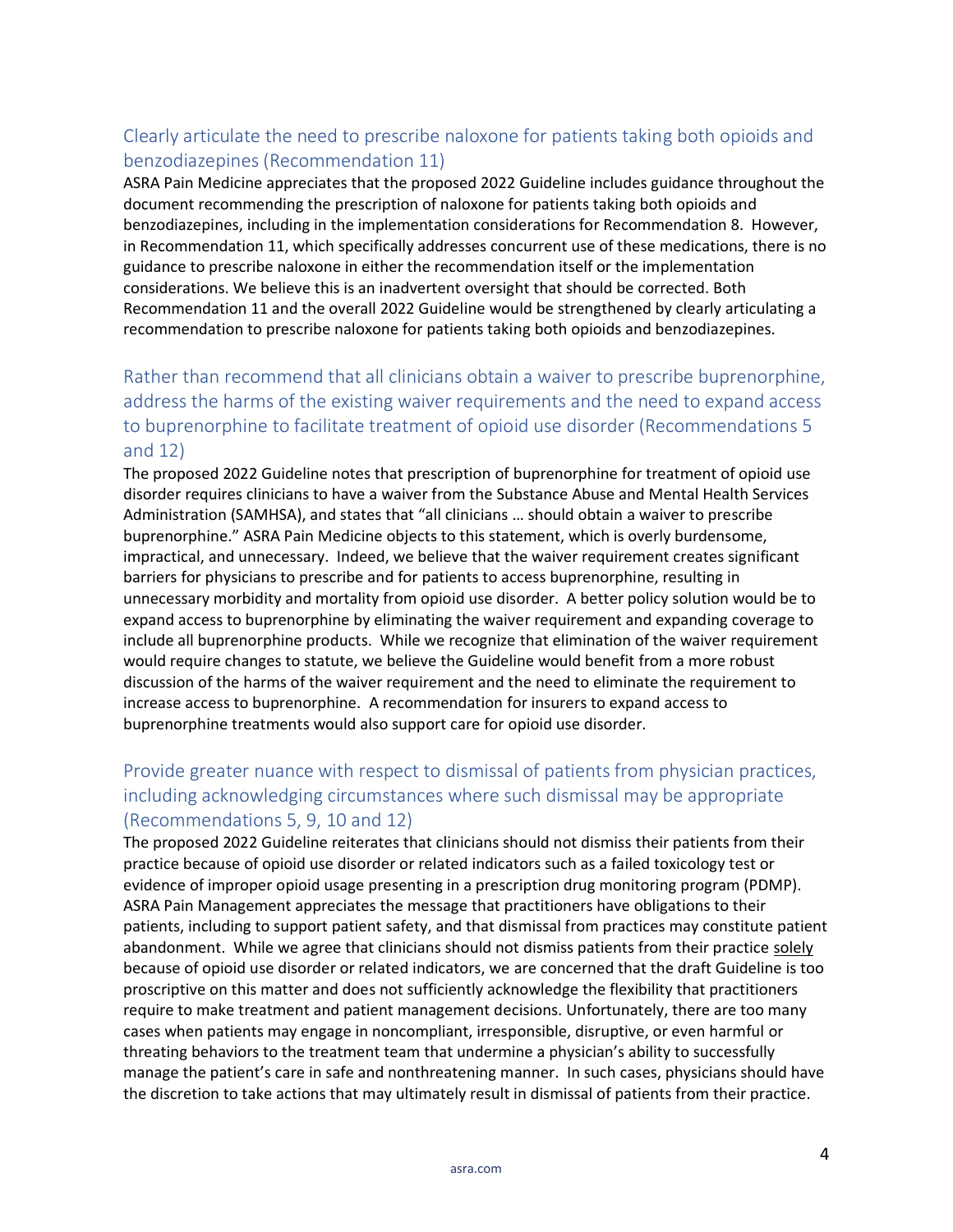## Clearly articulate the need to prescribe naloxone for patients taking both opioids and benzodiazepines (Recommendation 11)

ASRA Pain Medicine appreciates that the proposed 2022 Guideline includes guidance throughout the document recommending the prescription of naloxone for patients taking both opioids and benzodiazepines, including in the implementation considerations for Recommendation 8. However, in Recommendation 11, which specifically addresses concurrent use of these medications, there is no guidance to prescribe naloxone in either the recommendation itself or the implementation considerations. We believe this is an inadvertent oversight that should be corrected. Both Recommendation 11 and the overall 2022 Guideline would be strengthened by clearly articulating a recommendation to prescribe naloxone for patients taking both opioids and benzodiazepines.

## Rather than recommend that all clinicians obtain a waiver to prescribe buprenorphine, address the harms of the existing waiver requirements and the need to expand access to buprenorphine to facilitate treatment of opioid use disorder (Recommendations 5 and 12)

The proposed 2022 Guideline notes that prescription of buprenorphine for treatment of opioid use disorder requires clinicians to have a waiver from the Substance Abuse and Mental Health Services Administration (SAMHSA), and states that "all clinicians … should obtain a waiver to prescribe buprenorphine." ASRA Pain Medicine objects to this statement, which is overly burdensome, impractical, and unnecessary. Indeed, we believe that the waiver requirement creates significant barriers for physicians to prescribe and for patients to access buprenorphine, resulting in unnecessary morbidity and mortality from opioid use disorder. A better policy solution would be to expand access to buprenorphine by eliminating the waiver requirement and expanding coverage to include all buprenorphine products. While we recognize that elimination of the waiver requirement would require changes to statute, we believe the Guideline would benefit from a more robust discussion of the harms of the waiver requirement and the need to eliminate the requirement to increase access to buprenorphine. A recommendation for insurers to expand access to buprenorphine treatments would also support care for opioid use disorder.

## Provide greater nuance with respect to dismissal of patients from physician practices, including acknowledging circumstances where such dismissal may be appropriate (Recommendations 5, 9, 10 and 12)

The proposed 2022 Guideline reiterates that clinicians should not dismiss their patients from their practice because of opioid use disorder or related indicators such as a failed toxicology test or evidence of improper opioid usage presenting in a prescription drug monitoring program (PDMP). ASRA Pain Management appreciates the message that practitioners have obligations to their patients, including to support patient safety, and that dismissal from practices may constitute patient abandonment. While we agree that clinicians should not dismiss patients from their practice <u>solely</u> because of opioid use disorder or related indicators, we are concerned that the draft Guideline is too proscriptive on this matter and does not sufficiently acknowledge the flexibility that practitioners require to make treatment and patient management decisions. Unfortunately, there are too many cases when patients may engage in noncompliant, irresponsible, disruptive, or even harmful or threating behaviors to the treatment team that undermine a physician's ability to successfully manage the patient's care in safe and nonthreatening manner. In such cases, physicians should have the discretion to take actions that may ultimately result in dismissal of patients from their practice.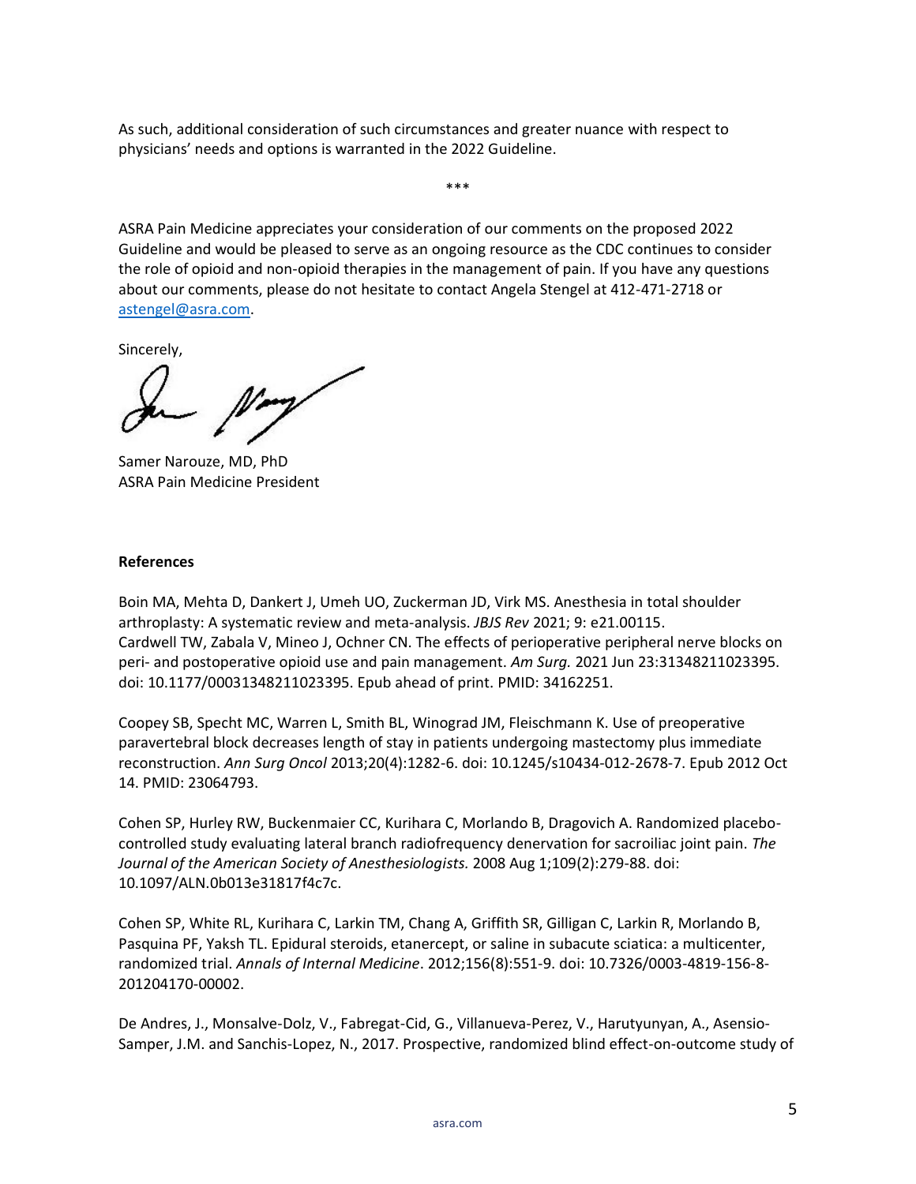As such, additional consideration of such circumstances and greater nuance with respect to physicians' needs and options is warranted in the 2022 Guideline.

***

ASRA Pain Medicine appreciates your consideration of our comments on the proposed 2022 Guideline and would be pleased to serve as an ongoing resource as the CDC continues to consider the role of opioid and non-opioid therapies in the management of pain. If you have any questions about our comments, please do not hesitate to contact Angela Stengel at 412-471-2718 or astengel@asra.com.

Sincerely,

Samer Narouze, MD, PhD
ASRA Pain Medicine President

**References**

Boin MA, Mehta D, Dankert J, Umeh UO, Zuckerman JD, Virk MS. Anesthesia in total shoulder arthroplasty: A systematic review and meta-analysis. *JBJS Rev* 2021; 9: e21.00115.
Cardwell TW, Zabala V, Mineo J, Ochner CN. The effects of perioperative peripheral nerve blocks on peri- and postoperative opioid use and pain management. *Am Surg.* 2021 Jun 23:31348211023395. doi: 10.1177/00031348211023395. Epub ahead of print. PMID: 34162251.

Coopey SB, Specht MC, Warren L, Smith BL, Winograd JM, Fleischmann K. Use of preoperative paravertebral block decreases length of stay in patients undergoing mastectomy plus immediate reconstruction. *Ann Surg Oncol* 2013;20(4):1282-6. doi: 10.1245/s10434-012-2678-7. Epub 2012 Oct 14. PMID: 23064793.

Cohen SP, Hurley RW, Buckenmaier CC, Kurihara C, Morlando B, Dragovich A. Randomized placebo-controlled study evaluating lateral branch radiofrequency denervation for sacroiliac joint pain. *The Journal of the American Society of Anesthesiologists.* 2008 Aug 1;109(2):279-88. doi: 10.1097/ALN.0b013e31817f4c7c.

Cohen SP, White RL, Kurihara C, Larkin TM, Chang A, Griffith SR, Gilligan C, Larkin R, Morlando B, Pasquina PF, Yaksh TL. Epidural steroids, etanercept, or saline in subacute sciatica: a multicenter, randomized trial. *Annals of Internal Medicine*. 2012;156(8):551-9. doi: 10.7326/0003-4819-156-8-201204170-00002.

De Andres, J., Monsalve-Dolz, V., Fabregat-Cid, G., Villanueva-Perez, V., Harutyunyan, A., Asensio-Samper, J.M. and Sanchis-Lopez, N., 2017. Prospective, randomized blind effect-on-outcome study of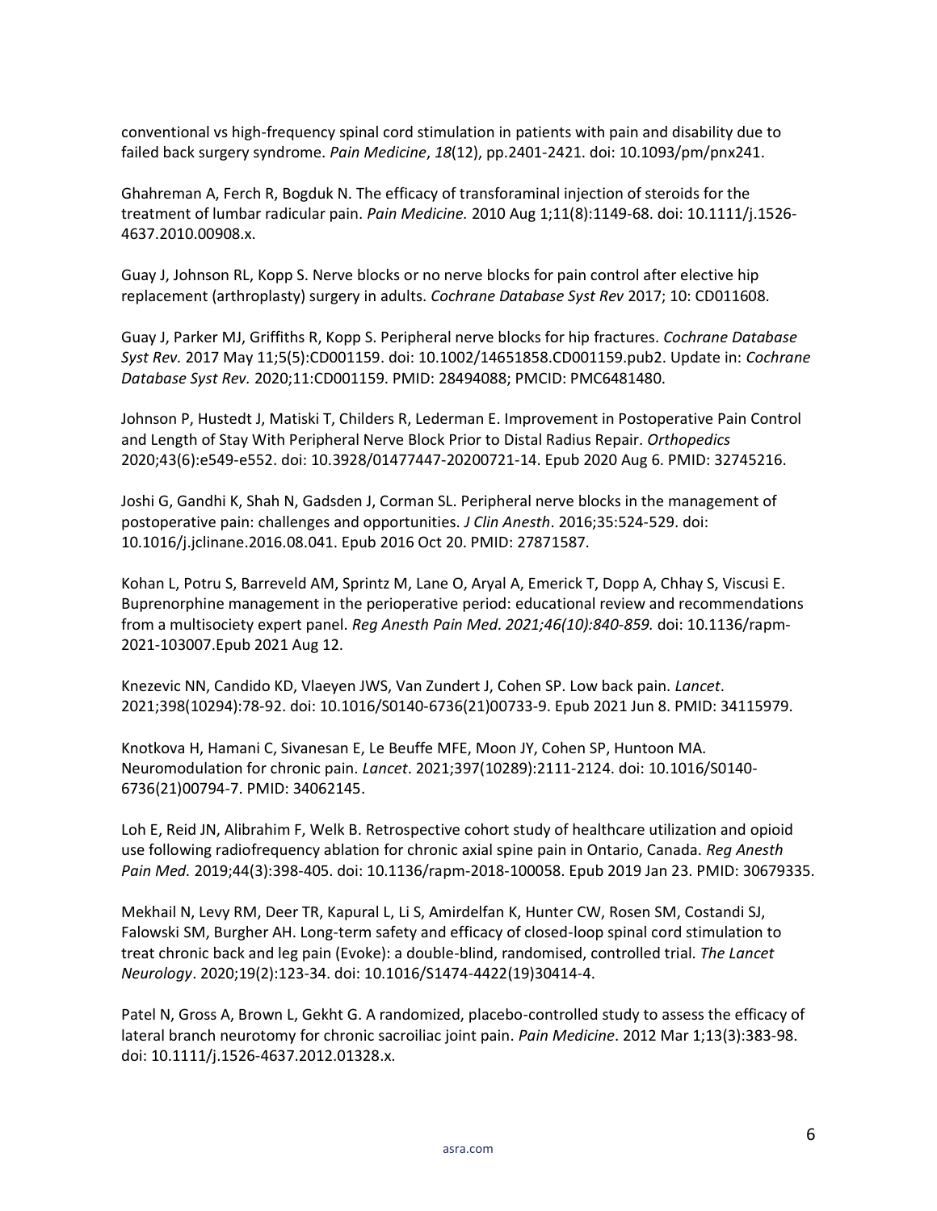conventional vs high-frequency spinal cord stimulation in patients with pain and disability due to failed back surgery syndrome. *Pain Medicine*, *18*(12), pp.2401-2421. doi: 10.1093/pm/pnx241.

Ghahreman A, Ferch R, Bogduk N. The efficacy of transforaminal injection of steroids for the treatment of lumbar radicular pain. *Pain Medicine.* 2010 Aug 1;11(8):1149-68. doi: 10.1111/j.1526-4637.2010.00908.x.

Guay J, Johnson RL, Kopp S. Nerve blocks or no nerve blocks for pain control after elective hip replacement (arthroplasty) surgery in adults. *Cochrane Database Syst Rev* 2017; 10: CD011608.

Guay J, Parker MJ, Griffiths R, Kopp S. Peripheral nerve blocks for hip fractures. *Cochrane Database Syst Rev.* 2017 May 11;5(5):CD001159. doi: 10.1002/14651858.CD001159.pub2. Update in: *Cochrane Database Syst Rev.* 2020;11:CD001159. PMID: 28494088; PMCID: PMC6481480.

Johnson P, Hustedt J, Matiski T, Childers R, Lederman E. Improvement in Postoperative Pain Control and Length of Stay With Peripheral Nerve Block Prior to Distal Radius Repair. *Orthopedics* 2020;43(6):e549-e552. doi: 10.3928/01477447-20200721-14. Epub 2020 Aug 6. PMID: 32745216.

Joshi G, Gandhi K, Shah N, Gadsden J, Corman SL. Peripheral nerve blocks in the management of postoperative pain: challenges and opportunities. *J Clin Anesth*. 2016;35:524-529. doi: 10.1016/j.jclinane.2016.08.041. Epub 2016 Oct 20. PMID: 27871587.

Kohan L, Potru S, Barreveld AM, Sprintz M, Lane O, Aryal A, Emerick T, Dopp A, Chhay S, Viscusi E. Buprenorphine management in the perioperative period: educational review and recommendations from a multisociety expert panel. *Reg Anesth Pain Med. 2021;46(10):840-859.* doi: 10.1136/rapm-2021-103007.Epub 2021 Aug 12.

Knezevic NN, Candido KD, Vlaeyen JWS, Van Zundert J, Cohen SP. Low back pain. *Lancet*. 2021;398(10294):78-92. doi: 10.1016/S0140-6736(21)00733-9. Epub 2021 Jun 8. PMID: 34115979.

Knotkova H, Hamani C, Sivanesan E, Le Beuffe MFE, Moon JY, Cohen SP, Huntoon MA. Neuromodulation for chronic pain. *Lancet*. 2021;397(10289):2111-2124. doi: 10.1016/S0140-6736(21)00794-7. PMID: 34062145.

Loh E, Reid JN, Alibrahim F, Welk B. Retrospective cohort study of healthcare utilization and opioid use following radiofrequency ablation for chronic axial spine pain in Ontario, Canada. *Reg Anesth Pain Med.* 2019;44(3):398-405. doi: 10.1136/rapm-2018-100058. Epub 2019 Jan 23. PMID: 30679335.

Mekhail N, Levy RM, Deer TR, Kapural L, Li S, Amirdelfan K, Hunter CW, Rosen SM, Costandi SJ, Falowski SM, Burgher AH. Long-term safety and efficacy of closed-loop spinal cord stimulation to treat chronic back and leg pain (Evoke): a double-blind, randomised, controlled trial. *The Lancet Neurology*. 2020;19(2):123-34. doi: 10.1016/S1474-4422(19)30414-4.

Patel N, Gross A, Brown L, Gekht G. A randomized, placebo-controlled study to assess the efficacy of lateral branch neurotomy for chronic sacroiliac joint pain. *Pain Medicine*. 2012 Mar 1;13(3):383-98. doi: 10.1111/j.1526-4637.2012.01328.x.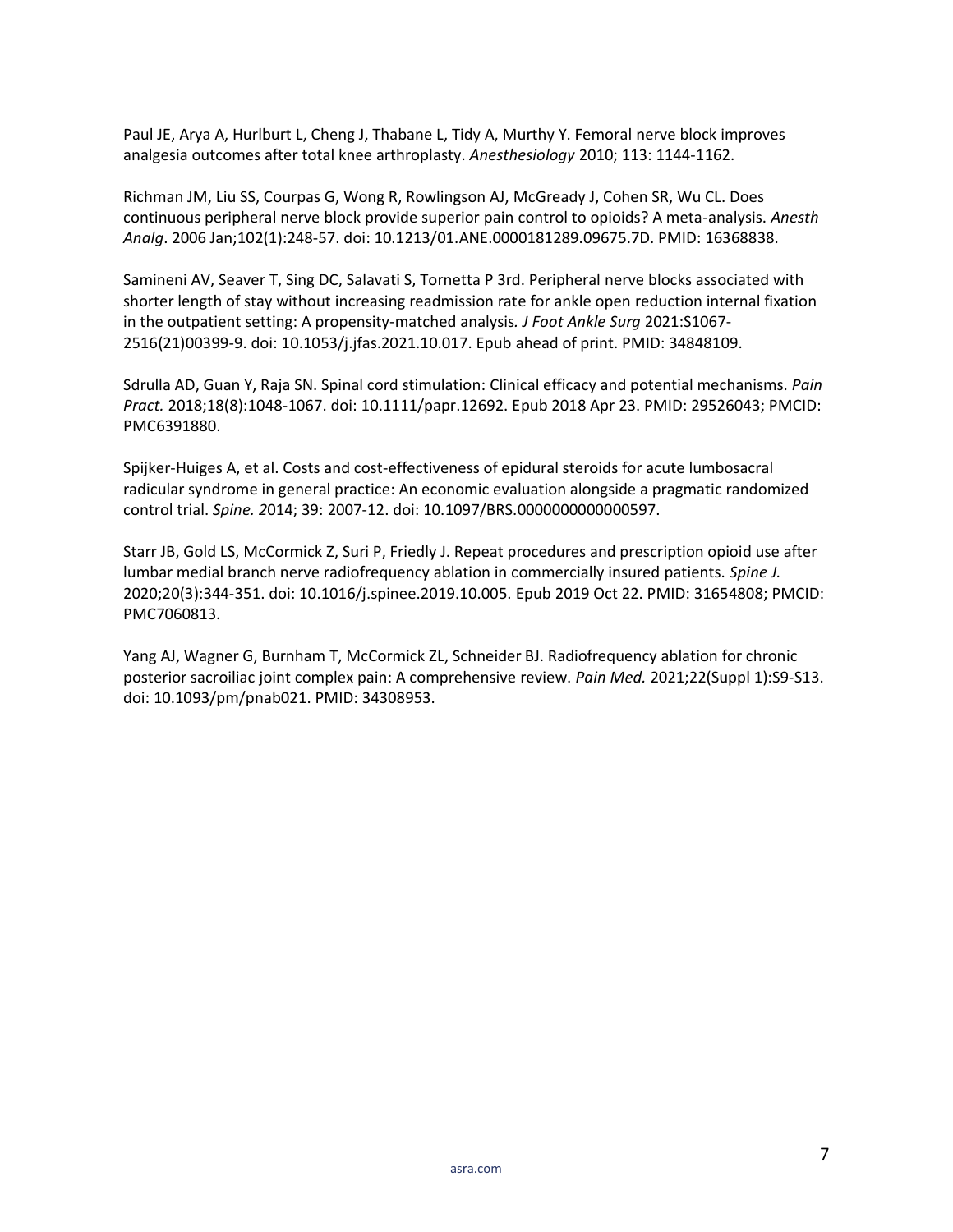Paul JE, Arya A, Hurlburt L, Cheng J, Thabane L, Tidy A, Murthy Y. Femoral nerve block improves analgesia outcomes after total knee arthroplasty. *Anesthesiology* 2010; 113: 1144-1162.

Richman JM, Liu SS, Courpas G, Wong R, Rowlingson AJ, McGready J, Cohen SR, Wu CL. Does continuous peripheral nerve block provide superior pain control to opioids? A meta-analysis. *Anesth Analg*. 2006 Jan;102(1):248-57. doi: 10.1213/01.ANE.0000181289.09675.7D. PMID: 16368838.

Samineni AV, Seaver T, Sing DC, Salavati S, Tornetta P 3rd. Peripheral nerve blocks associated with shorter length of stay without increasing readmission rate for ankle open reduction internal fixation in the outpatient setting: A propensity-matched analysis. *J Foot Ankle Surg* 2021:S1067-2516(21)00399-9. doi: 10.1053/j.jfas.2021.10.017. Epub ahead of print. PMID: 34848109.

Sdrulla AD, Guan Y, Raja SN. Spinal cord stimulation: Clinical efficacy and potential mechanisms. *Pain Pract.* 2018;18(8):1048-1067. doi: 10.1111/papr.12692. Epub 2018 Apr 23. PMID: 29526043; PMCID: PMC6391880.

Spijker-Huiges A, et al. Costs and cost-effectiveness of epidural steroids for acute lumbosacral radicular syndrome in general practice: An economic evaluation alongside a pragmatic randomized control trial. *Spine.* 2014; 39: 2007-12. doi: 10.1097/BRS.0000000000000597.

Starr JB, Gold LS, McCormick Z, Suri P, Friedly J. Repeat procedures and prescription opioid use after lumbar medial branch nerve radiofrequency ablation in commercially insured patients. *Spine J.* 2020;20(3):344-351. doi: 10.1016/j.spinee.2019.10.005. Epub 2019 Oct 22. PMID: 31654808; PMCID: PMC7060813.

Yang AJ, Wagner G, Burnham T, McCormick ZL, Schneider BJ. Radiofrequency ablation for chronic posterior sacroiliac joint complex pain: A comprehensive review. *Pain Med.* 2021;22(Suppl 1):S9-S13. doi: 10.1093/pm/pnab021. PMID: 34308953.